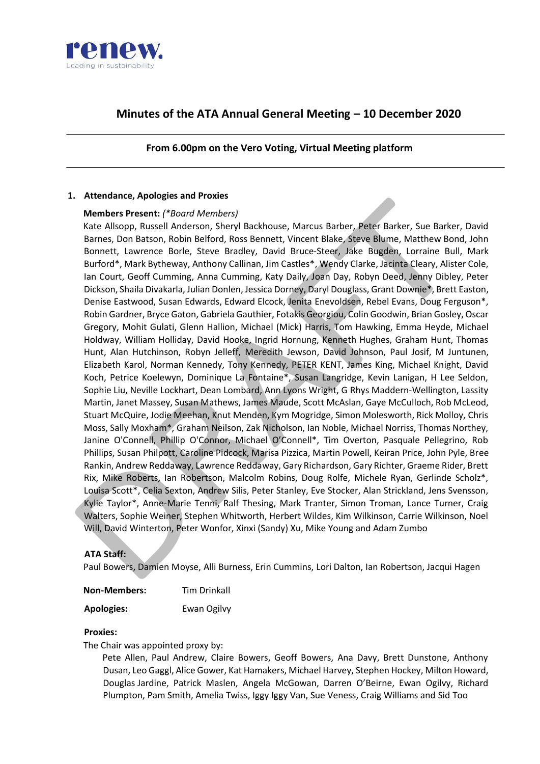renew.
Leading in sustainability

# Minutes of the ATA Annual General Meeting – 10 December 2020

**From 6.00pm on the Vero Voting, Virtual Meeting platform**

## 1. Attendance, Apologies and Proxies

**Members Present:** *(*Board Members)*

Kate Allsopp, Russell Anderson, Sheryl Backhouse, Marcus Barber, Peter Barker, Sue Barker, David Barnes, Don Batson, Robin Belford, Ross Bennett, Vincent Blake, Steve Blume, Matthew Bond, John Bonnett, Lawrence Borle, Steve Bradley, David Bruce-Steer, Jake Bugden, Lorraine Bull, Mark Burford*, Mark Bytheway, Anthony Callinan, Jim Castles*, Wendy Clarke, Jacinta Cleary, Alister Cole, Ian Court, Geoff Cumming, Anna Cumming, Katy Daily, Joan Day, Robyn Deed, Jenny Dibley, Peter Dickson, Shaila Divakarla, Julian Donlen, Jessica Dorney, Daryl Douglass, Grant Downie*, Brett Easton, Denise Eastwood, Susan Edwards, Edward Elcock, Jenita Enevoldsen, Rebel Evans, Doug Ferguson*, Robin Gardner, Bryce Gaton, Gabriela Gauthier, Fotakis Georgiou, Colin Goodwin, Brian Gosley, Oscar Gregory, Mohit Gulati, Glenn Hallion, Michael (Mick) Harris, Tom Hawking, Emma Heyde, Michael Holdway, William Holliday, David Hooke, Ingrid Hornung, Kenneth Hughes, Graham Hunt, Thomas Hunt, Alan Hutchinson, Robyn Jelleff, Meredith Jewson, David Johnson, Paul Josif, M Juntunen, Elizabeth Karol, Norman Kennedy, Tony Kennedy, PETER KENT, James King, Michael Knight, David Koch, Petrice Koelewyn, Dominique La Fontaine*, Susan Langridge, Kevin Lanigan, H Lee Seldon, Sophie Liu, Neville Lockhart, Dean Lombard, Ann Lyons Wright, G Rhys Maddern-Wellington, Lassity Martin, Janet Massey, Susan Mathews, James Maude, Scott McAslan, Gaye McCulloch, Rob McLeod, Stuart McQuire, Jodie Meehan, Knut Menden, Kym Mogridge, Simon Molesworth, Rick Molloy, Chris Moss, Sally Moxham*, Graham Neilson, Zak Nicholson, Ian Noble, Michael Norriss, Thomas Northey, Janine O'Connell, Phillip O'Connor, Michael O'Connell*, Tim Overton, Pasquale Pellegrino, Rob Phillips, Susan Philpott, Caroline Pidcock, Marisa Pizzica, Martin Powell, Keiran Price, John Pyle, Bree Rankin, Andrew Reddaway, Lawrence Reddaway, Gary Richardson, Gary Richter, Graeme Rider, Brett Rix, Mike Roberts, Ian Robertson, Malcolm Robins, Doug Rolfe, Michele Ryan, Gerlinde Scholz*, Louisa Scott*, Celia Sexton, Andrew Silis, Peter Stanley, Eve Stocker, Alan Strickland, Jens Svensson, Kylie Taylor*, Anne-Marie Tenni, Ralf Thesing, Mark Tranter, Simon Troman, Lance Turner, Craig Walters, Sophie Weiner, Stephen Whitworth, Herbert Wildes, Kim Wilkinson, Carrie Wilkinson, Noel Will, David Winterton, Peter Wonfor, Xinxi (Sandy) Xu, Mike Young and Adam Zumbo

**ATA Staff:**

Paul Bowers, Damien Moyse, Alli Burness, Erin Cummins, Lori Dalton, Ian Robertson, Jacqui Hagen

**Non-Members:** Tim Drinkall

**Apologies:** Ewan Ogilvy

**Proxies:**

The Chair was appointed proxy by:

Pete Allen, Paul Andrew, Claire Bowers, Geoff Bowers, Ana Davy, Brett Dunstone, Anthony Dusan, Leo Gaggl, Alice Gower, Kat Hamakers, Michael Harvey, Stephen Hockey, Milton Howard, Douglas Jardine, Patrick Maslen, Angela McGowan, Darren O'Beirne, Ewan Ogilvy, Richard Plumpton, Pam Smith, Amelia Twiss, Iggy Iggy Van, Sue Veness, Craig Williams and Sid Too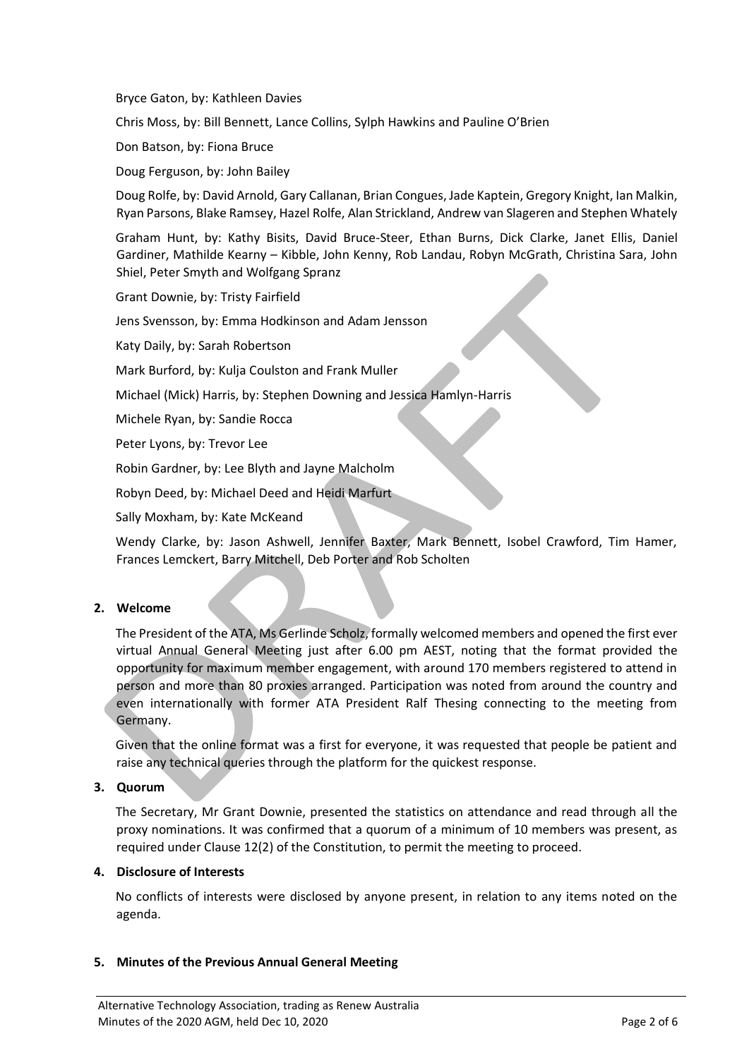Bryce Gaton, by: Kathleen Davies

Chris Moss, by: Bill Bennett, Lance Collins, Sylph Hawkins and Pauline O'Brien

Don Batson, by: Fiona Bruce

Doug Ferguson, by: John Bailey

Doug Rolfe, by: David Arnold, Gary Callanan, Brian Congues, Jade Kaptein, Gregory Knight, Ian Malkin, Ryan Parsons, Blake Ramsey, Hazel Rolfe, Alan Strickland, Andrew van Slageren and Stephen Whately

Graham Hunt, by: Kathy Bisits, David Bruce-Steer, Ethan Burns, Dick Clarke, Janet Ellis, Daniel Gardiner, Mathilde Kearny – Kibble, John Kenny, Rob Landau, Robyn McGrath, Christina Sara, John Shiel, Peter Smyth and Wolfgang Spranz

Grant Downie, by: Tristy Fairfield

Jens Svensson, by: Emma Hodkinson and Adam Jensson

Katy Daily, by: Sarah Robertson

Mark Burford, by: Kulja Coulston and Frank Muller

Michael (Mick) Harris, by: Stephen Downing and Jessica Hamlyn-Harris

Michele Ryan, by: Sandie Rocca

Peter Lyons, by: Trevor Lee

Robin Gardner, by: Lee Blyth and Jayne Malcholm

Robyn Deed, by: Michael Deed and Heidi Marfurt

Sally Moxham, by: Kate McKeand

Wendy Clarke, by: Jason Ashwell, Jennifer Baxter, Mark Bennett, Isobel Crawford, Tim Hamer, Frances Lemckert, Barry Mitchell, Deb Porter and Rob Scholten

**2. Welcome**

The President of the ATA, Ms Gerlinde Scholz, formally welcomed members and opened the first ever virtual Annual General Meeting just after 6.00 pm AEST, noting that the format provided the opportunity for maximum member engagement, with around 170 members registered to attend in person and more than 80 proxies arranged. Participation was noted from around the country and even internationally with former ATA President Ralf Thesing connecting to the meeting from Germany.

Given that the online format was a first for everyone, it was requested that people be patient and raise any technical queries through the platform for the quickest response.

**3. Quorum**

The Secretary, Mr Grant Downie, presented the statistics on attendance and read through all the proxy nominations. It was confirmed that a quorum of a minimum of 10 members was present, as required under Clause 12(2) of the Constitution, to permit the meeting to proceed.

**4. Disclosure of Interests**

No conflicts of interests were disclosed by anyone present, in relation to any items noted on the agenda.

**5. Minutes of the Previous Annual General Meeting**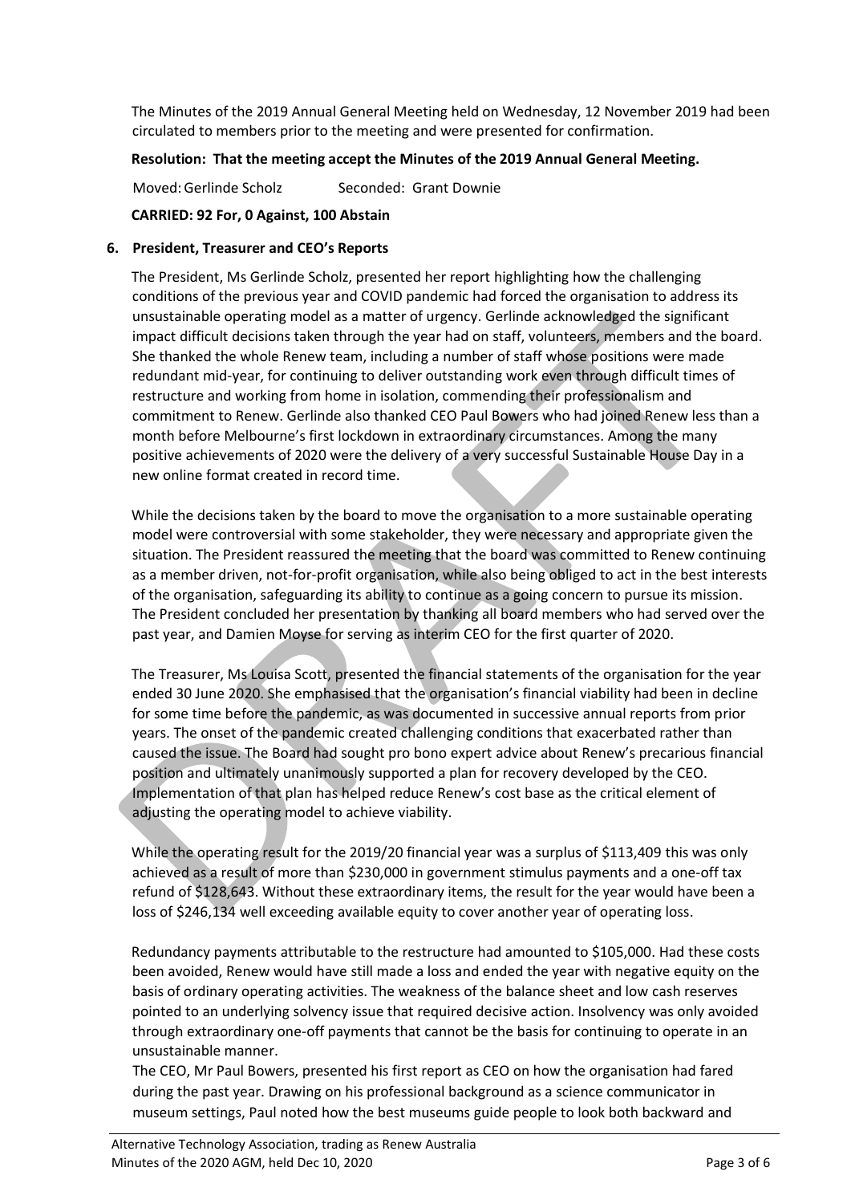The Minutes of the 2019 Annual General Meeting held on Wednesday, 12 November 2019 had been circulated to members prior to the meeting and were presented for confirmation.

**Resolution: That the meeting accept the Minutes of the 2019 Annual General Meeting.**

Moved: Gerlinde Scholz    Seconded: Grant Downie

**CARRIED: 92 For, 0 Against, 100 Abstain**

## 6. President, Treasurer and CEO's Reports

The President, Ms Gerlinde Scholz, presented her report highlighting how the challenging conditions of the previous year and COVID pandemic had forced the organisation to address its unsustainable operating model as a matter of urgency. Gerlinde acknowledged the significant impact difficult decisions taken through the year had on staff, volunteers, members and the board. She thanked the whole Renew team, including a number of staff whose positions were made redundant mid-year, for continuing to deliver outstanding work even through difficult times of restructure and working from home in isolation, commending their professionalism and commitment to Renew. Gerlinde also thanked CEO Paul Bowers who had joined Renew less than a month before Melbourne's first lockdown in extraordinary circumstances. Among the many positive achievements of 2020 were the delivery of a very successful Sustainable House Day in a new online format created in record time.

While the decisions taken by the board to move the organisation to a more sustainable operating model were controversial with some stakeholder, they were necessary and appropriate given the situation. The President reassured the meeting that the board was committed to Renew continuing as a member driven, not-for-profit organisation, while also being obliged to act in the best interests of the organisation, safeguarding its ability to continue as a going concern to pursue its mission. The President concluded her presentation by thanking all board members who had served over the past year, and Damien Moyse for serving as interim CEO for the first quarter of 2020.

The Treasurer, Ms Louisa Scott, presented the financial statements of the organisation for the year ended 30 June 2020. She emphasised that the organisation's financial viability had been in decline for some time before the pandemic, as was documented in successive annual reports from prior years. The onset of the pandemic created challenging conditions that exacerbated rather than caused the issue. The Board had sought pro bono expert advice about Renew's precarious financial position and ultimately unanimously supported a plan for recovery developed by the CEO. Implementation of that plan has helped reduce Renew's cost base as the critical element of adjusting the operating model to achieve viability.

While the operating result for the 2019/20 financial year was a surplus of $113,409 this was only achieved as a result of more than $230,000 in government stimulus payments and a one-off tax refund of $128,643. Without these extraordinary items, the result for the year would have been a loss of $246,134 well exceeding available equity to cover another year of operating loss.

Redundancy payments attributable to the restructure had amounted to $105,000. Had these costs been avoided, Renew would have still made a loss and ended the year with negative equity on the basis of ordinary operating activities. The weakness of the balance sheet and low cash reserves pointed to an underlying solvency issue that required decisive action. Insolvency was only avoided through extraordinary one-off payments that cannot be the basis for continuing to operate in an unsustainable manner.

The CEO, Mr Paul Bowers, presented his first report as CEO on how the organisation had fared during the past year. Drawing on his professional background as a science communicator in museum settings, Paul noted how the best museums guide people to look both backward and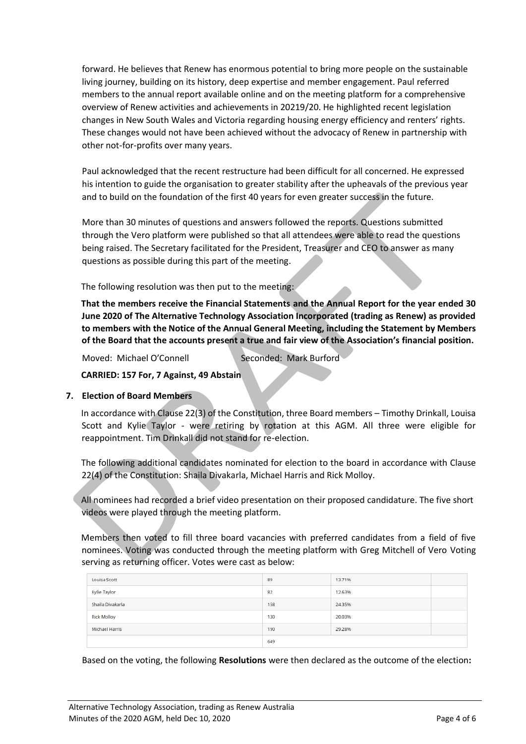forward. He believes that Renew has enormous potential to bring more people on the sustainable living journey, building on its history, deep expertise and member engagement. Paul referred members to the annual report available online and on the meeting platform for a comprehensive overview of Renew activities and achievements in 20219/20. He highlighted recent legislation changes in New South Wales and Victoria regarding housing energy efficiency and renters' rights. These changes would not have been achieved without the advocacy of Renew in partnership with other not-for-profits over many years.

Paul acknowledged that the recent restructure had been difficult for all concerned. He expressed his intention to guide the organisation to greater stability after the upheavals of the previous year and to build on the foundation of the first 40 years for even greater success in the future.

More than 30 minutes of questions and answers followed the reports. Questions submitted through the Vero platform were published so that all attendees were able to read the questions being raised. The Secretary facilitated for the President, Treasurer and CEO to answer as many questions as possible during this part of the meeting.

The following resolution was then put to the meeting:

**That the members receive the Financial Statements and the Annual Report for the year ended 30 June 2020 of The Alternative Technology Association Incorporated (trading as Renew) as provided to members with the Notice of the Annual General Meeting, including the Statement by Members of the Board that the accounts present a true and fair view of the Association's financial position.**

Moved: Michael O'Connell          Seconded: Mark Burford

**CARRIED: 157 For, 7 Against, 49 Abstain**

## 7. Election of Board Members

In accordance with Clause 22(3) of the Constitution, three Board members – Timothy Drinkall, Louisa Scott and Kylie Taylor - were retiring by rotation at this AGM. All three were eligible for reappointment. Tim Drinkall did not stand for re-election.

The following additional candidates nominated for election to the board in accordance with Clause 22(4) of the Constitution: Shaila Divakarla, Michael Harris and Rick Molloy.

All nominees had recorded a brief video presentation on their proposed candidature. The five short videos were played through the meeting platform.

Members then voted to fill three board vacancies with preferred candidates from a field of five nominees. Voting was conducted through the meeting platform with Greg Mitchell of Vero Voting serving as returning officer. Votes were cast as below:

| | | | |
|---|---|---|---|
| Louisa Scott | 89 | 13.71% | |
| Kylie Taylor | 82 | 12.63% | |
| Shaila Divakarla | 158 | 24.35% | |
| Rick Molloy | 130 | 20.03% | |
| Michael Harris | 190 | 29.28% | |
| | 649 | | |

Based on the voting, the following **Resolutions** were then declared as the outcome of the election**:**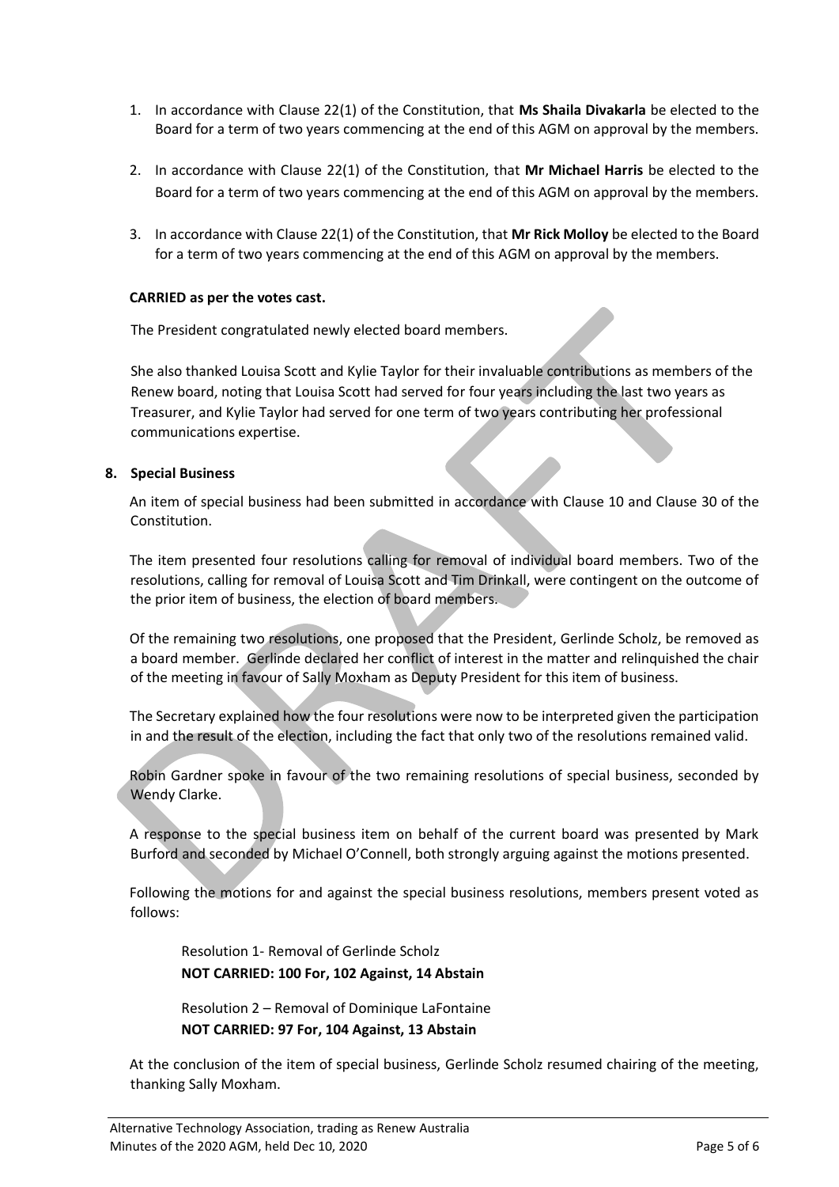1. In accordance with Clause 22(1) of the Constitution, that **Ms Shaila Divakarla** be elected to the Board for a term of two years commencing at the end of this AGM on approval by the members.

2. In accordance with Clause 22(1) of the Constitution, that **Mr Michael Harris** be elected to the Board for a term of two years commencing at the end of this AGM on approval by the members.

3. In accordance with Clause 22(1) of the Constitution, that **Mr Rick Molloy** be elected to the Board for a term of two years commencing at the end of this AGM on approval by the members.

**CARRIED as per the votes cast.**

The President congratulated newly elected board members.

She also thanked Louisa Scott and Kylie Taylor for their invaluable contributions as members of the Renew board, noting that Louisa Scott had served for four years including the last two years as Treasurer, and Kylie Taylor had served for one term of two years contributing her professional communications expertise.

## 8. Special Business

An item of special business had been submitted in accordance with Clause 10 and Clause 30 of the Constitution.

The item presented four resolutions calling for removal of individual board members. Two of the resolutions, calling for removal of Louisa Scott and Tim Drinkall, were contingent on the outcome of the prior item of business, the election of board members.

Of the remaining two resolutions, one proposed that the President, Gerlinde Scholz, be removed as a board member. Gerlinde declared her conflict of interest in the matter and relinquished the chair of the meeting in favour of Sally Moxham as Deputy President for this item of business.

The Secretary explained how the four resolutions were now to be interpreted given the participation in and the result of the election, including the fact that only two of the resolutions remained valid.

Robin Gardner spoke in favour of the two remaining resolutions of special business, seconded by Wendy Clarke.

A response to the special business item on behalf of the current board was presented by Mark Burford and seconded by Michael O'Connell, both strongly arguing against the motions presented.

Following the motions for and against the special business resolutions, members present voted as follows:

Resolution 1- Removal of Gerlinde Scholz
**NOT CARRIED: 100 For, 102 Against, 14 Abstain**

Resolution 2 – Removal of Dominique LaFontaine
**NOT CARRIED: 97 For, 104 Against, 13 Abstain**

At the conclusion of the item of special business, Gerlinde Scholz resumed chairing of the meeting, thanking Sally Moxham.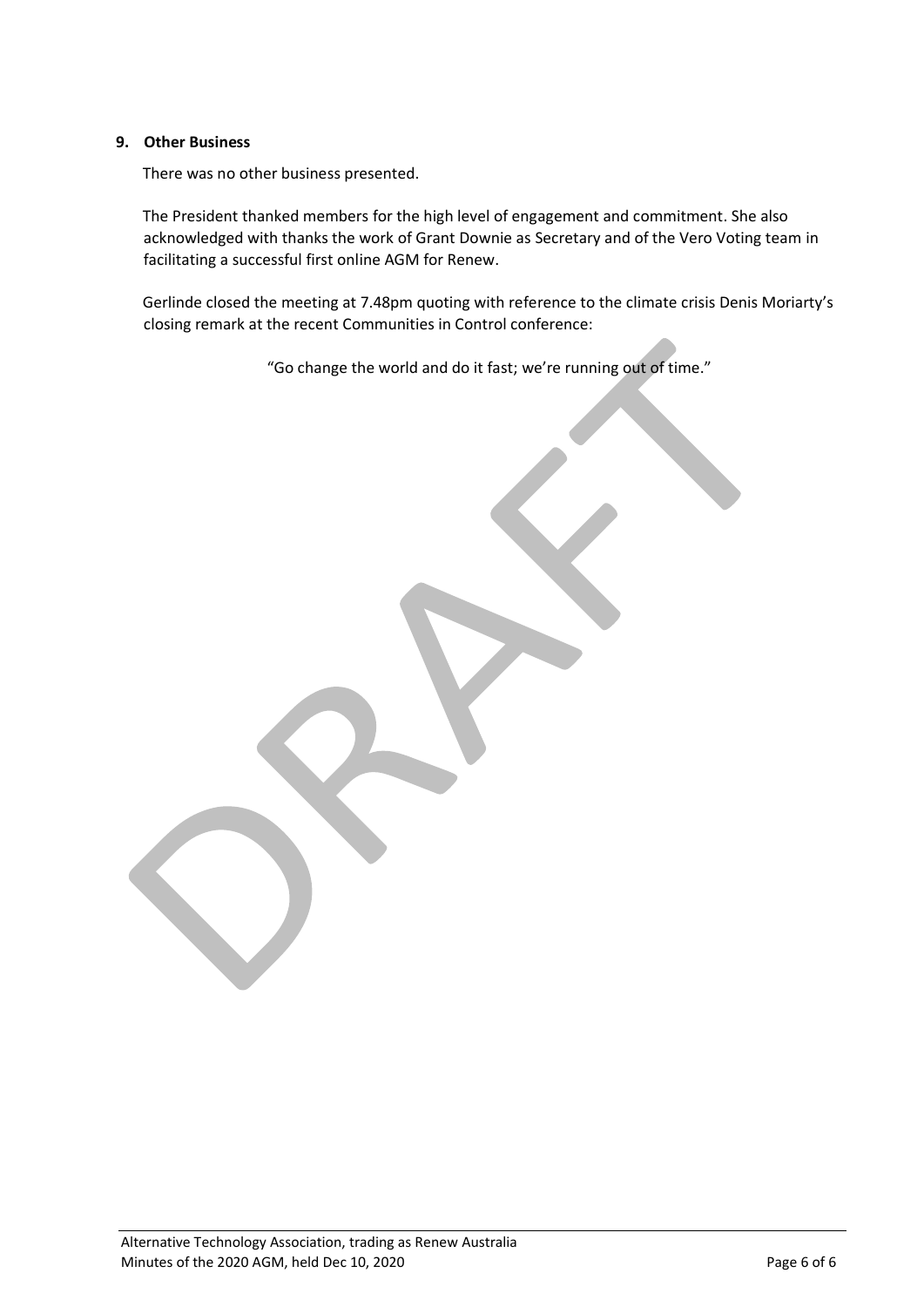**9. Other Business**

There was no other business presented.

The President thanked members for the high level of engagement and commitment. She also acknowledged with thanks the work of Grant Downie as Secretary and of the Vero Voting team in facilitating a successful first online AGM for Renew.

Gerlinde closed the meeting at 7.48pm quoting with reference to the climate crisis Denis Moriarty's closing remark at the recent Communities in Control conference:

> "Go change the world and do it fast; we're running out of time."